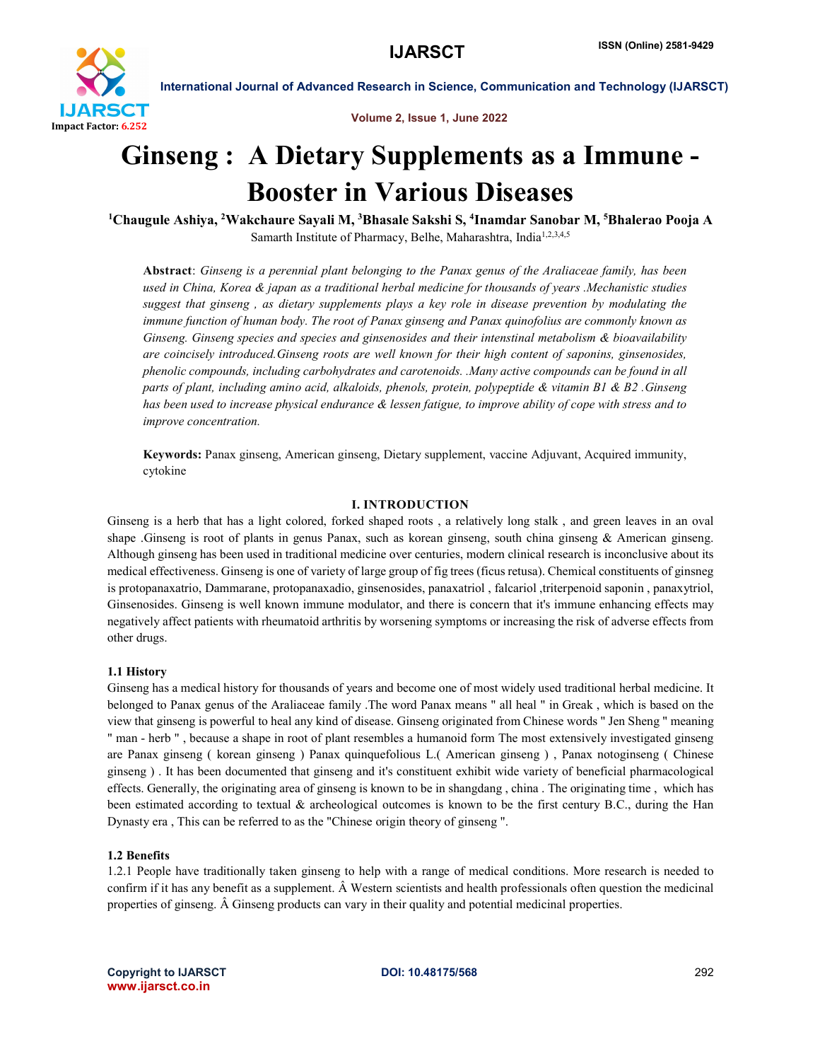# Ginseng : A Dietary Supplements as a Immune - Booster in Various Diseases

[1]Chaugule Ashiya, [2]Wakchaure Sayali M, [3]Bhasale Sakshi S, [4]Inamdar Sanobar M, [5]Bhalerao Pooja A

Samarth Institute of Pharmacy, Belhe, Maharashtra, India[1,2,3,4,5]

**Abstract**: *Ginseng is a perennial plant belonging to the Panax genus of the Araliaceae family, has been used in China, Korea & japan as a traditional herbal medicine for thousands of years .Mechanistic studies suggest that ginseng , as dietary supplements plays a key role in disease prevention by modulating the immune function of human body. The root of Panax ginseng and Panax quinofolius are commonly known as Ginseng. Ginseng species and species and ginsenosides and their intenstinal metabolism & bioavailability are coincisely introduced.Ginseng roots are well known for their high content of saponins, ginsenosides, phenolic compounds, including carbohydrates and carotenoids. .Many active compounds can be found in all parts of plant, including amino acid, alkaloids, phenols, protein, polypeptide & vitamin B1 & B2 .Ginseng has been used to increase physical endurance & lessen fatigue, to improve ability of cope with stress and to improve concentration.*

**Keywords:** Panax ginseng, American ginseng, Dietary supplement, vaccine Adjuvant, Acquired immunity, cytokine

## I. INTRODUCTION

Ginseng is a herb that has a light colored, forked shaped roots , a relatively long stalk , and green leaves in an oval shape .Ginseng is root of plants in genus Panax, such as korean ginseng, south china ginseng & American ginseng. Although ginseng has been used in traditional medicine over centuries, modern clinical research is inconclusive about its medical effectiveness. Ginseng is one of variety of large group of fig trees (ficus retusa). Chemical constituents of ginsneg is protopanaxatrio, Dammarane, protopanaxadio, ginsenosides, panaxatriol , falcariol ,triterpenoid saponin , panaxytriol, Ginsenosides. Ginseng is well known immune modulator, and there is concern that it's immune enhancing effects may negatively affect patients with rheumatoid arthritis by worsening symptoms or increasing the risk of adverse effects from other drugs.

### 1.1 History

Ginseng has a medical history for thousands of years and become one of most widely used traditional herbal medicine. It belonged to Panax genus of the Araliaceae family .The word Panax means " all heal " in Greak , which is based on the view that ginseng is powerful to heal any kind of disease. Ginseng originated from Chinese words " Jen Sheng " meaning " man - herb " , because a shape in root of plant resembles a humanoid form The most extensively investigated ginseng are Panax ginseng ( korean ginseng ) Panax quinquefolious L.( American ginseng ) , Panax notoginseng ( Chinese ginseng ) . It has been documented that ginseng and it's constituent exhibit wide variety of beneficial pharmacological effects. Generally, the originating area of ginseng is known to be in shangdang , china . The originating time , which has been estimated according to textual & archeological outcomes is known to be the first century B.C., during the Han Dynasty era , This can be referred to as the "Chinese origin theory of ginseng ".

### 1.2 Benefits

1.2.1 People have traditionally taken ginseng to help with a range of medical conditions. More research is needed to confirm if it has any benefit as a supplement. Â Western scientists and health professionals often question the medicinal properties of ginseng. Â Ginseng products can vary in their quality and potential medicinal properties.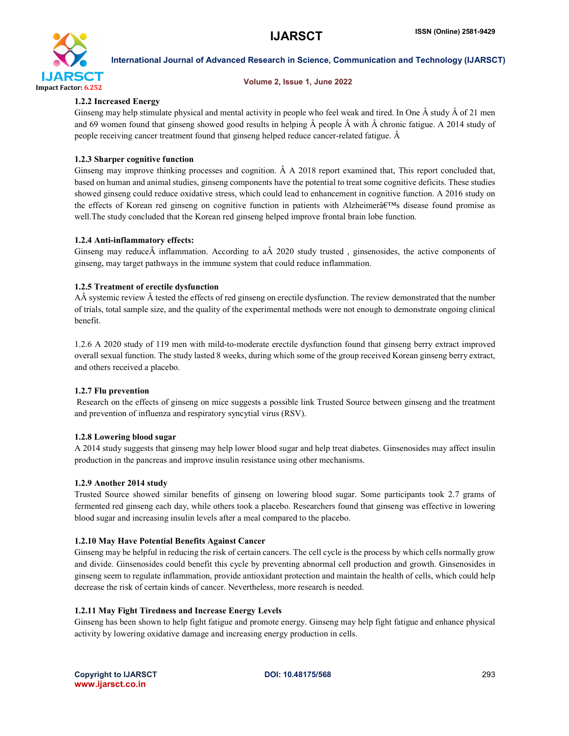### 1.2.2 Increased Energy

Ginseng may help stimulate physical and mental activity in people who feel weak and tired. In One Â study Â of 21 men and 69 women found that ginseng showed good results in helping Â people Â with Â chronic fatigue. A 2014 study of people receiving cancer treatment found that ginseng helped reduce cancer-related fatigue. Â

### 1.2.3 Sharper cognitive function

Ginseng may improve thinking processes and cognition. Â A 2018 report examined that, This report concluded that, based on human and animal studies, ginseng components have the potential to treat some cognitive deficits. These studies showed ginseng could reduce oxidative stress, which could lead to enhancement in cognitive function. A 2016 study on the effects of Korean red ginseng on cognitive function in patients with Alzheimerâ€™s disease found promise as well.The study concluded that the Korean red ginseng helped improve frontal brain lobe function.

### 1.2.4 Anti-inflammatory effects:

Ginseng may reduceÂ inflammation. According to aÂ 2020 study trusted , ginsenosides, the active components of ginseng, may target pathways in the immune system that could reduce inflammation.

### 1.2.5 Treatment of erectile dysfunction

AÂ systemic review Â tested the effects of red ginseng on erectile dysfunction. The review demonstrated that the number of trials, total sample size, and the quality of the experimental methods were not enough to demonstrate ongoing clinical benefit.

1.2.6 A 2020 study of 119 men with mild-to-moderate erectile dysfunction found that ginseng berry extract improved overall sexual function. The study lasted 8 weeks, during which some of the group received Korean ginseng berry extract, and others received a placebo.

### 1.2.7 Flu prevention

Research on the effects of ginseng on mice suggests a possible link Trusted Source between ginseng and the treatment and prevention of influenza and respiratory syncytial virus (RSV).

### 1.2.8 Lowering blood sugar

A 2014 study suggests that ginseng may help lower blood sugar and help treat diabetes. Ginsenosides may affect insulin production in the pancreas and improve insulin resistance using other mechanisms.

### 1.2.9 Another 2014 study

Trusted Source showed similar benefits of ginseng on lowering blood sugar. Some participants took 2.7 grams of fermented red ginseng each day, while others took a placebo. Researchers found that ginseng was effective in lowering blood sugar and increasing insulin levels after a meal compared to the placebo.

### 1.2.10 May Have Potential Benefits Against Cancer

Ginseng may be helpful in reducing the risk of certain cancers. The cell cycle is the process by which cells normally grow and divide. Ginsenosides could benefit this cycle by preventing abnormal cell production and growth. Ginsenosides in ginseng seem to regulate inflammation, provide antioxidant protection and maintain the health of cells, which could help decrease the risk of certain kinds of cancer. Nevertheless, more research is needed.

### 1.2.11 May Fight Tiredness and Increase Energy Levels

Ginseng has been shown to help fight fatigue and promote energy. Ginseng may help fight fatigue and enhance physical activity by lowering oxidative damage and increasing energy production in cells.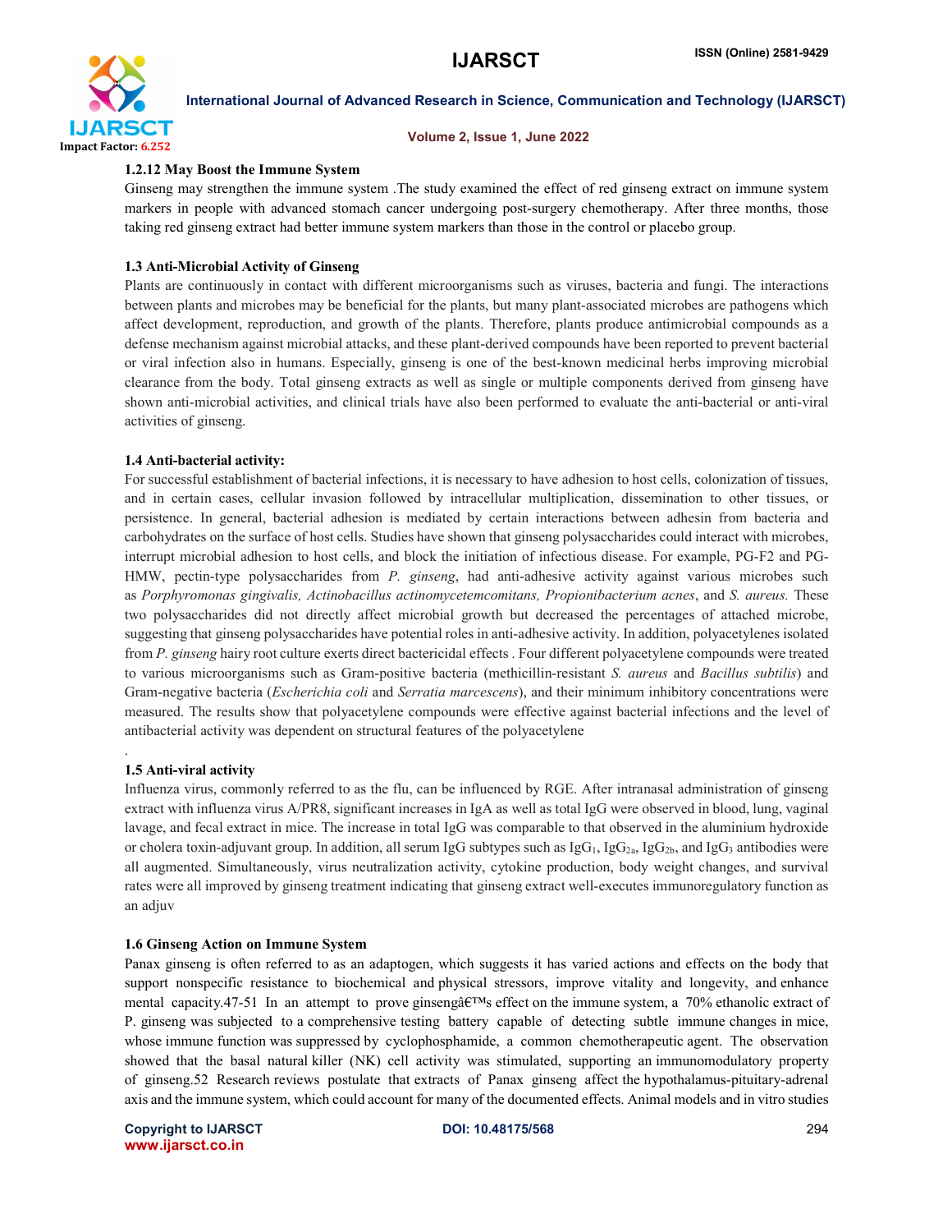### 1.2.12 May Boost the Immune System

Ginseng may strengthen the immune system .The study examined the effect of red ginseng extract on immune system markers in people with advanced stomach cancer undergoing post-surgery chemotherapy. After three months, those taking red ginseng extract had better immune system markers than those in the control or placebo group.

## 1.3 Anti-Microbial Activity of Ginseng

Plants are continuously in contact with different microorganisms such as viruses, bacteria and fungi. The interactions between plants and microbes may be beneficial for the plants, but many plant-associated microbes are pathogens which affect development, reproduction, and growth of the plants. Therefore, plants produce antimicrobial compounds as a defense mechanism against microbial attacks, and these plant-derived compounds have been reported to prevent bacterial or viral infection also in humans. Especially, ginseng is one of the best-known medicinal herbs improving microbial clearance from the body. Total ginseng extracts as well as single or multiple components derived from ginseng have shown anti-microbial activities, and clinical trials have also been performed to evaluate the anti-bacterial or anti-viral activities of ginseng.

## 1.4 Anti-bacterial activity:

For successful establishment of bacterial infections, it is necessary to have adhesion to host cells, colonization of tissues, and in certain cases, cellular invasion followed by intracellular multiplication, dissemination to other tissues, or persistence. In general, bacterial adhesion is mediated by certain interactions between adhesin from bacteria and carbohydrates on the surface of host cells. Studies have shown that ginseng polysaccharides could interact with microbes, interrupt microbial adhesion to host cells, and block the initiation of infectious disease. For example, PG-F2 and PG-HMW, pectin-type polysaccharides from *P. ginseng*, had anti-adhesive activity against various microbes such as *Porphyromonas gingivalis, Actinobacillus actinomycetemcomitans, Propionibacterium acnes*, and *S. aureus.* These two polysaccharides did not directly affect microbial growth but decreased the percentages of attached microbe, suggesting that ginseng polysaccharides have potential roles in anti-adhesive activity. In addition, polyacetylenes isolated from *P. ginseng* hairy root culture exerts direct bactericidal effects . Four different polyacetylene compounds were treated to various microorganisms such as Gram-positive bacteria (methicillin-resistant *S. aureus* and *Bacillus subtilis*) and Gram-negative bacteria (*Escherichia coli* and *Serratia marcescens*), and their minimum inhibitory concentrations were measured. The results show that polyacetylene compounds were effective against bacterial infections and the level of antibacterial activity was dependent on structural features of the polyacetylene

.

## 1.5 Anti-viral activity

Influenza virus, commonly referred to as the flu, can be influenced by RGE. After intranasal administration of ginseng extract with influenza virus A/PR8, significant increases in IgA as well as total IgG were observed in blood, lung, vaginal lavage, and fecal extract in mice. The increase in total IgG was comparable to that observed in the aluminium hydroxide or cholera toxin-adjuvant group. In addition, all serum IgG subtypes such as $IgG_1$, $IgG_{2a}$, $IgG_{2b}$, and $IgG_3$ antibodies were all augmented. Simultaneously, virus neutralization activity, cytokine production, body weight changes, and survival rates were all improved by ginseng treatment indicating that ginseng extract well-executes immunoregulatory function as an adjuv

## 1.6 Ginseng Action on Immune System

Panax ginseng is often referred to as an adaptogen, which suggests it has varied actions and effects on the body that support nonspecific resistance to biochemical and physical stressors, improve vitality and longevity, and enhance mental capacity.47-51 In an attempt to prove ginsengâ€™s effect on the immune system, a 70% ethanolic extract of P. ginseng was subjected to a comprehensive testing battery capable of detecting subtle immune changes in mice, whose immune function was suppressed by cyclophosphamide, a common chemotherapeutic agent. The observation showed that the basal natural killer (NK) cell activity was stimulated, supporting an immunomodulatory property of ginseng.52 Research reviews postulate that extracts of Panax ginseng affect the hypothalamus-pituitary-adrenal axis and the immune system, which could account for many of the documented effects. Animal models and in vitro studies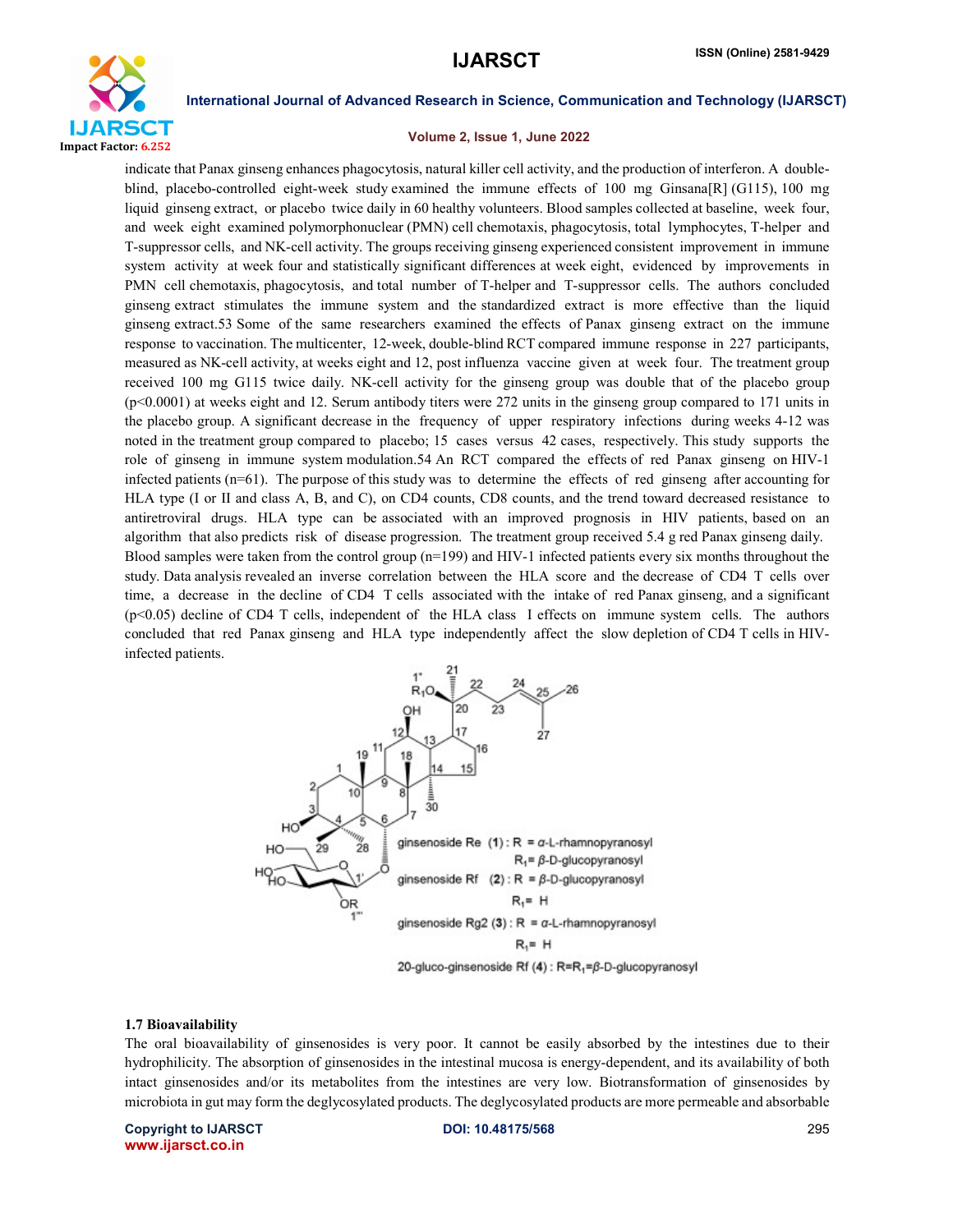indicate that Panax ginseng enhances phagocytosis, natural killer cell activity, and the production of interferon. A double-blind, placebo-controlled eight-week study examined the immune effects of 100 mg Ginsana[R] (G115), 100 mg liquid ginseng extract, or placebo twice daily in 60 healthy volunteers. Blood samples collected at baseline, week four, and week eight examined polymorphonuclear (PMN) cell chemotaxis, phagocytosis, total lymphocytes, T-helper and T-suppressor cells, and NK-cell activity. The groups receiving ginseng experienced consistent improvement in immune system activity at week four and statistically significant differences at week eight, evidenced by improvements in PMN cell chemotaxis, phagocytosis, and total number of T-helper and T-suppressor cells. The authors concluded ginseng extract stimulates the immune system and the standardized extract is more effective than the liquid ginseng extract.53 Some of the same researchers examined the effects of Panax ginseng extract on the immune response to vaccination. The multicenter, 12-week, double-blind RCT compared immune response in 227 participants, measured as NK-cell activity, at weeks eight and 12, post influenza vaccine given at week four. The treatment group received 100 mg G115 twice daily. NK-cell activity for the ginseng group was double that of the placebo group ($p<0.0001$) at weeks eight and 12. Serum antibody titers were 272 units in the ginseng group compared to 171 units in the placebo group. A significant decrease in the frequency of upper respiratory infections during weeks 4-12 was noted in the treatment group compared to placebo; 15 cases versus 42 cases, respectively. This study supports the role of ginseng in immune system modulation.54 An RCT compared the effects of red Panax ginseng on HIV-1 infected patients (n=61). The purpose of this study was to determine the effects of red ginseng after accounting for HLA type (I or II and class A, B, and C), on CD4 counts, CD8 counts, and the trend toward decreased resistance to antiretroviral drugs. HLA type can be associated with an improved prognosis in HIV patients, based on an algorithm that also predicts risk of disease progression. The treatment group received 5.4 g red Panax ginseng daily. Blood samples were taken from the control group (n=199) and HIV-1 infected patients every six months throughout the study. Data analysis revealed an inverse correlation between the HLA score and the decrease of CD4 T cells over time, a decrease in the decline of CD4 T cells associated with the intake of red Panax ginseng, and a significant ($p<0.05$) decline of CD4 T cells, independent of the HLA class I effects on immune system cells. The authors concluded that red Panax ginseng and HLA type independently affect the slow depletion of CD4 T cells in HIV-infected patients.

ginsenoside Re (1) : R = α-L-rhamnopyranosyl, $R_1$= β-D-glucopyranosyl

ginsenoside Rf (2) : R = β-D-glucopyranosyl, $R_1$= H

ginsenoside Rg2 (3) : R = α-L-rhamnopyranosyl, $R_1$= H

20-gluco-ginsenoside Rf (4) : R=$R_1$=β-D-glucopyranosyl

### 1.7 Bioavailability

The oral bioavailability of ginsenosides is very poor. It cannot be easily absorbed by the intestines due to their hydrophilicity. The absorption of ginsenosides in the intestinal mucosa is energy-dependent, and its availability of both intact ginsenosides and/or its metabolites from the intestines are very low. Biotransformation of ginsenosides by microbiota in gut may form the deglycosylated products. The deglycosylated products are more permeable and absorbable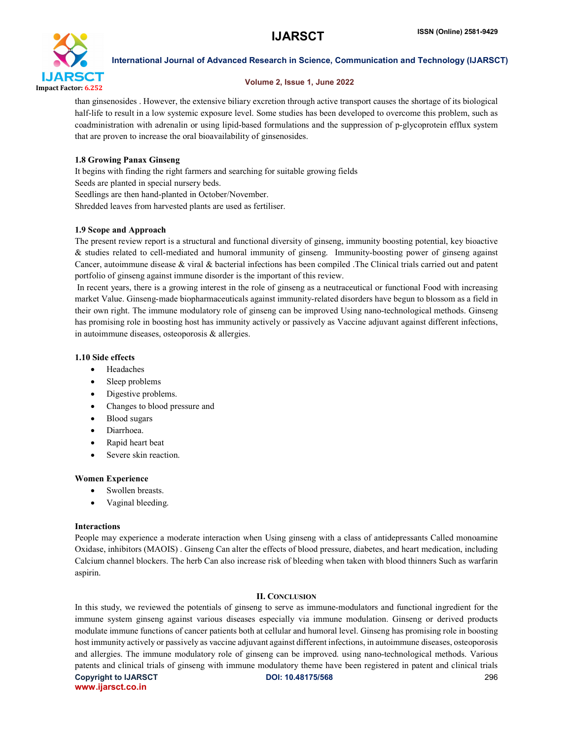than ginsenosides . However, the extensive biliary excretion through active transport causes the shortage of its biological half-life to result in a low systemic exposure level. Some studies has been developed to overcome this problem, such as coadministration with adrenalin or using lipid-based formulations and the suppression of p-glycoprotein efflux system that are proven to increase the oral bioavailability of ginsenosides.

### 1.8 Growing Panax Ginseng

It begins with finding the right farmers and searching for suitable growing fields
Seeds are planted in special nursery beds.
Seedlings are then hand-planted in October/November.
Shredded leaves from harvested plants are used as fertiliser.

### 1.9 Scope and Approach

The present review report is a structural and functional diversity of ginseng, immunity boosting potential, key bioactive & studies related to cell-mediated and humoral immunity of ginseng. Immunity-boosting power of ginseng against Cancer, autoimmune disease & viral & bacterial infections has been compiled .The Clinical trials carried out and patent portfolio of ginseng against immune disorder is the important of this review.

In recent years, there is a growing interest in the role of ginseng as a neutraceutical or functional Food with increasing market Value. Ginseng-made biopharmaceuticals against immunity-related disorders have begun to blossom as a field in their own right. The immune modulatory role of ginseng can be improved Using nano-technological methods. Ginseng has promising role in boosting host has immunity actively or passively as Vaccine adjuvant against different infections, in autoimmune diseases, osteoporosis & allergies.

### 1.10 Side effects

- Headaches
- Sleep problems
- Digestive problems.
- Changes to blood pressure and
- Blood sugars
- Diarrhoea.
- Rapid heart beat
- Severe skin reaction.

**Women Experience**

- Swollen breasts.
- Vaginal bleeding.

**Interactions**

People may experience a moderate interaction when Using ginseng with a class of antidepressants Called monoamine Oxidase, inhibitors (MAOIS) . Ginseng Can alter the effects of blood pressure, diabetes, and heart medication, including Calcium channel blockers. The herb Can also increase risk of bleeding when taken with blood thinners Such as warfarin aspirin.

## II. Conclusion

In this study, we reviewed the potentials of ginseng to serve as immune-modulators and functional ingredient for the immune system ginseng against various diseases especially via immune modulation. Ginseng or derived products modulate immune functions of cancer patients both at cellular and humoral level. Ginseng has promising role in boosting host immunity actively or passively as vaccine adjuvant against different infections, in autoimmune diseases, osteoporosis and allergies. The immune modulatory role of ginseng can be improved. using nano-technological methods. Various patents and clinical trials of ginseng with immune modulatory theme have been registered in patent and clinical trials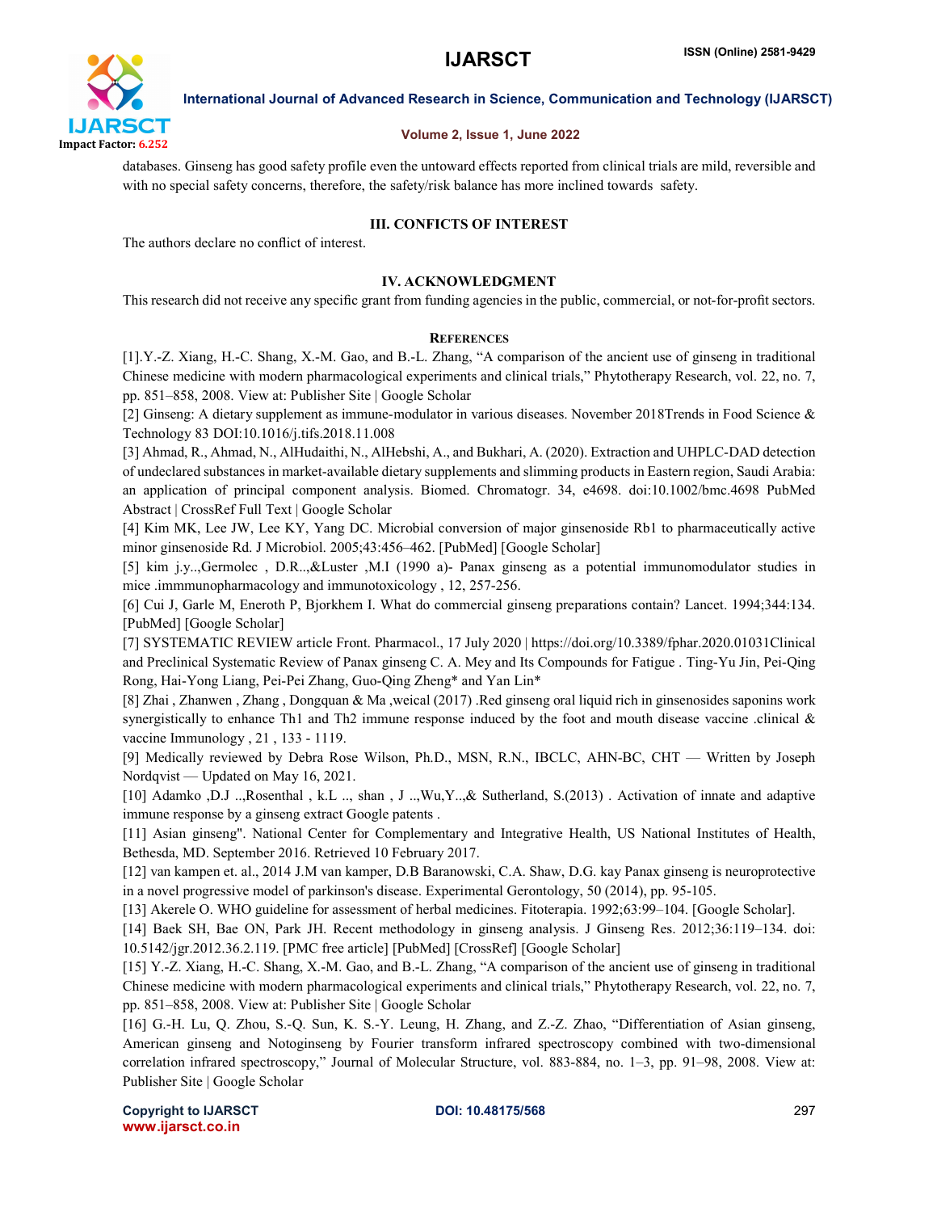databases. Ginseng has good safety profile even the untoward effects reported from clinical trials are mild, reversible and with no special safety concerns, therefore, the safety/risk balance has more inclined towards safety.

## III. CONFICTS OF INTEREST

The authors declare no conflict of interest.

## IV. ACKNOWLEDGMENT

This research did not receive any specific grant from funding agencies in the public, commercial, or not-for-profit sectors.

## REFERENCES

[1].Y.-Z. Xiang, H.-C. Shang, X.-M. Gao, and B.-L. Zhang, "A comparison of the ancient use of ginseng in traditional Chinese medicine with modern pharmacological experiments and clinical trials," Phytotherapy Research, vol. 22, no. 7, pp. 851–858, 2008. View at: Publisher Site | Google Scholar

[2] Ginseng: A dietary supplement as immune-modulator in various diseases. November 2018Trends in Food Science & Technology 83 DOI:10.1016/j.tifs.2018.11.008

[3] Ahmad, R., Ahmad, N., AlHudaithi, N., AlHebshi, A., and Bukhari, A. (2020). Extraction and UHPLC-DAD detection of undeclared substances in market-available dietary supplements and slimming products in Eastern region, Saudi Arabia: an application of principal component analysis. Biomed. Chromatogr. 34, e4698. doi:10.1002/bmc.4698 PubMed Abstract | CrossRef Full Text | Google Scholar

[4] Kim MK, Lee JW, Lee KY, Yang DC. Microbial conversion of major ginsenoside Rb1 to pharmaceutically active minor ginsenoside Rd. J Microbiol. 2005;43:456–462. [PubMed] [Google Scholar]

[5] kim j.y..,Germolec , D.R..,&Luster ,M.I (1990 a)- Panax ginseng as a potential immunomodulator studies in mice .immmunopharmacology and immunotoxicology , 12, 257-256.

[6] Cui J, Garle M, Eneroth P, Bjorkhem I. What do commercial ginseng preparations contain? Lancet. 1994;344:134. [PubMed] [Google Scholar]

[7] SYSTEMATIC REVIEW article Front. Pharmacol., 17 July 2020 | https://doi.org/10.3389/fphar.2020.01031Clinical and Preclinical Systematic Review of Panax ginseng C. A. Mey and Its Compounds for Fatigue . Ting-Yu Jin, Pei-Qing Rong, Hai-Yong Liang, Pei-Pei Zhang, Guo-Qing Zheng* and Yan Lin*

[8] Zhai , Zhanwen , Zhang , Dongquan & Ma ,weical (2017) .Red ginseng oral liquid rich in ginsenosides saponins work synergistically to enhance Th1 and Th2 immune response induced by the foot and mouth disease vaccine .clinical & vaccine Immunology , 21 , 133 - 1119.

[9] Medically reviewed by Debra Rose Wilson, Ph.D., MSN, R.N., IBCLC, AHN-BC, CHT — Written by Joseph Nordqvist — Updated on May 16, 2021.

[10] Adamko ,D.J ..,Rosenthal , k.L .., shan , J ..,Wu,Y..,& Sutherland, S.(2013) . Activation of innate and adaptive immune response by a ginseng extract Google patents .

[11] Asian ginseng". National Center for Complementary and Integrative Health, US National Institutes of Health, Bethesda, MD. September 2016. Retrieved 10 February 2017.

[12] van kampen et. al., 2014 J.M van kamper, D.B Baranowski, C.A. Shaw, D.G. kay Panax ginseng is neuroprotective in a novel progressive model of parkinson's disease. Experimental Gerontology, 50 (2014), pp. 95-105.

[13] Akerele O. WHO guideline for assessment of herbal medicines. Fitoterapia. 1992;63:99–104. [Google Scholar].

[14] Baek SH, Bae ON, Park JH. Recent methodology in ginseng analysis. J Ginseng Res. 2012;36:119–134. doi: 10.5142/jgr.2012.36.2.119. [PMC free article] [PubMed] [CrossRef] [Google Scholar]

[15] Y.-Z. Xiang, H.-C. Shang, X.-M. Gao, and B.-L. Zhang, "A comparison of the ancient use of ginseng in traditional Chinese medicine with modern pharmacological experiments and clinical trials," Phytotherapy Research, vol. 22, no. 7, pp. 851–858, 2008. View at: Publisher Site | Google Scholar

[16] G.-H. Lu, Q. Zhou, S.-Q. Sun, K. S.-Y. Leung, H. Zhang, and Z.-Z. Zhao, "Differentiation of Asian ginseng, American ginseng and Notoginseng by Fourier transform infrared spectroscopy combined with two-dimensional correlation infrared spectroscopy," Journal of Molecular Structure, vol. 883-884, no. 1–3, pp. 91–98, 2008. View at: Publisher Site | Google Scholar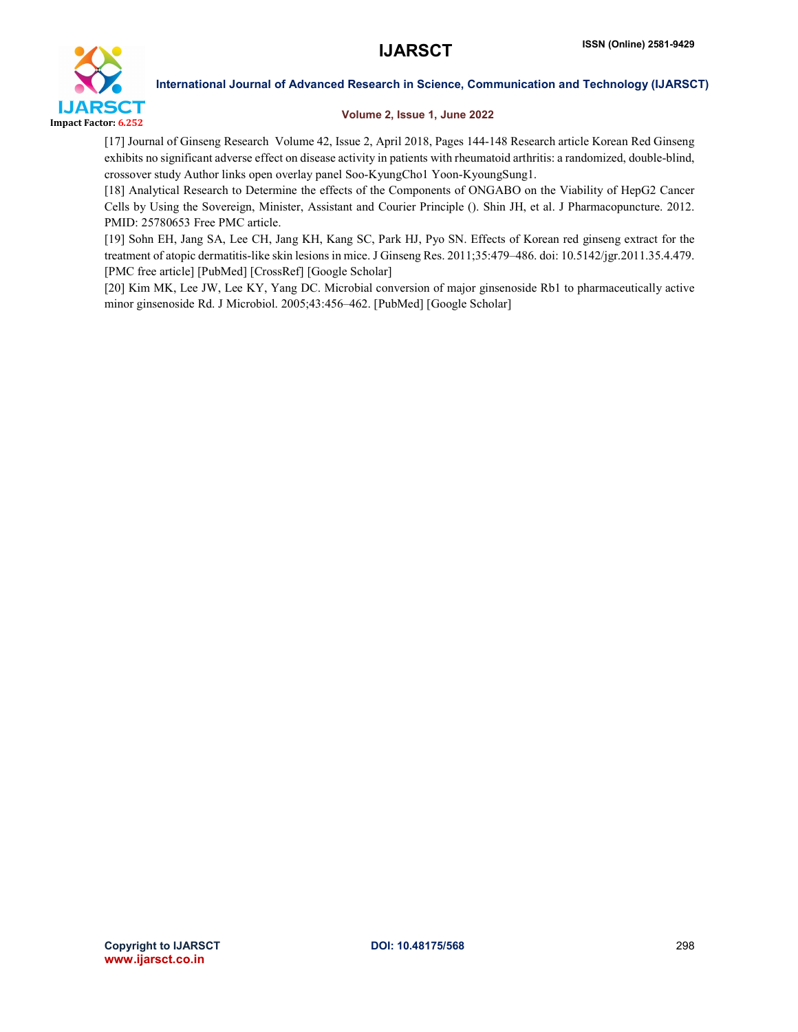[17] Journal of Ginseng Research Volume 42, Issue 2, April 2018, Pages 144-148 Research article Korean Red Ginseng exhibits no significant adverse effect on disease activity in patients with rheumatoid arthritis: a randomized, double-blind, crossover study Author links open overlay panel Soo-KyungCho1 Yoon-KyoungSung1.

[18] Analytical Research to Determine the effects of the Components of ONGABO on the Viability of HepG2 Cancer Cells by Using the Sovereign, Minister, Assistant and Courier Principle (). Shin JH, et al. J Pharmacopuncture. 2012. PMID: 25780653 Free PMC article.

[19] Sohn EH, Jang SA, Lee CH, Jang KH, Kang SC, Park HJ, Pyo SN. Effects of Korean red ginseng extract for the treatment of atopic dermatitis-like skin lesions in mice. J Ginseng Res. 2011;35:479–486. doi: 10.5142/jgr.2011.35.4.479. [PMC free article] [PubMed] [CrossRef] [Google Scholar]

[20] Kim MK, Lee JW, Lee KY, Yang DC. Microbial conversion of major ginsenoside Rb1 to pharmaceutically active minor ginsenoside Rd. J Microbiol. 2005;43:456–462. [PubMed] [Google Scholar]